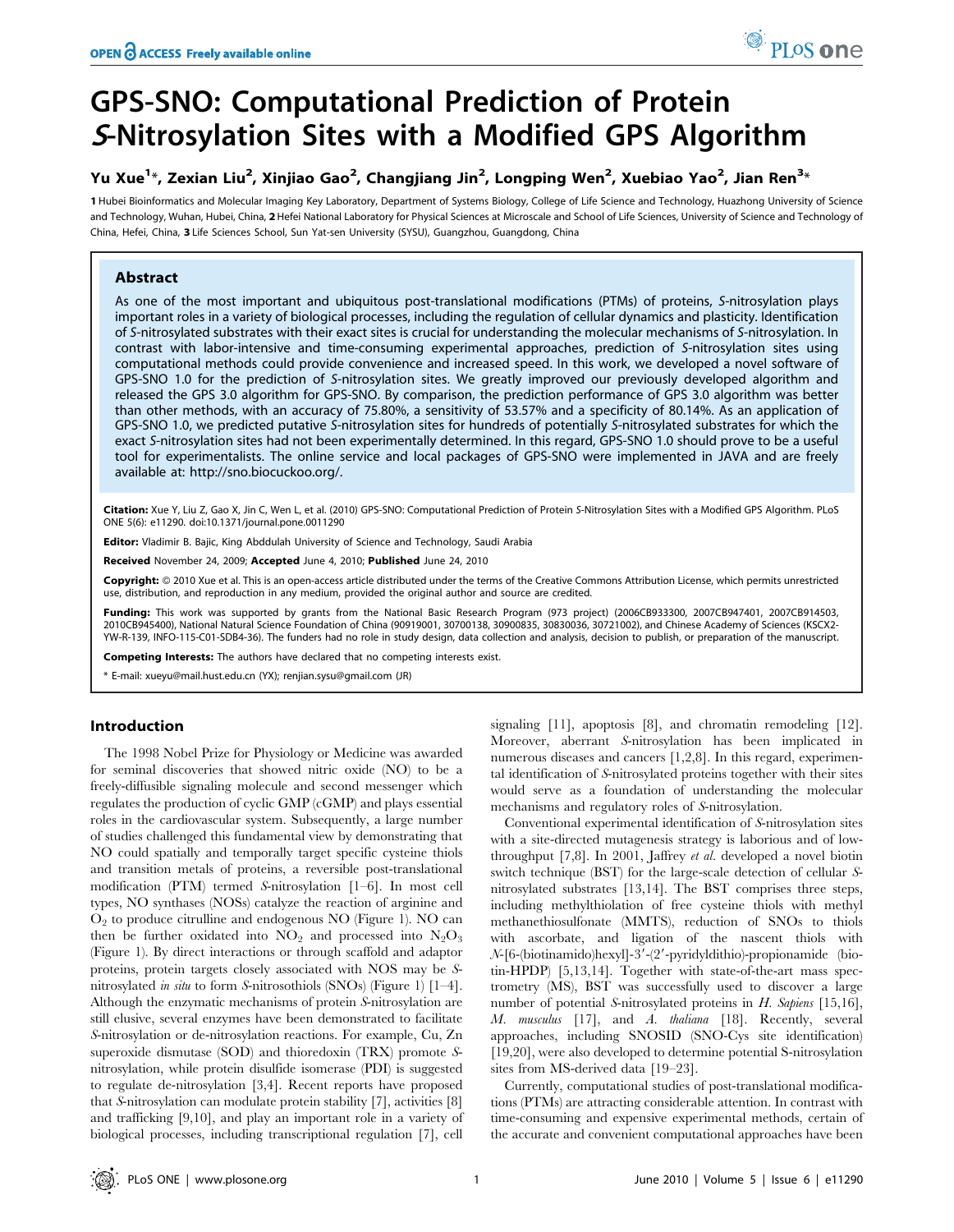# GPS-SNO: Computational Prediction of Protein *S*-Nitrosylation Sites with a Modified GPS Algorithm

**Yu Xue[1]\*, Zexian Liu[2], Xinjiao Gao[2], Changjiang Jin[2], Longping Wen[2], Xuebiao Yao[2], Jian Ren[3]\***

**1** Hubei Bioinformatics and Molecular Imaging Key Laboratory, Department of Systems Biology, College of Life Science and Technology, Huazhong University of Science and Technology, Wuhan, Hubei, China, **2** Hefei National Laboratory for Physical Sciences at Microscale and School of Life Sciences, University of Science and Technology of China, Hefei, China, **3** Life Sciences School, Sun Yat-sen University (SYSU), Guangzhou, Guangdong, China

## Abstract

As one of the most important and ubiquitous post-translational modifications (PTMs) of proteins, *S*-nitrosylation plays important roles in a variety of biological processes, including the regulation of cellular dynamics and plasticity. Identification of *S*-nitrosylated substrates with their exact sites is crucial for understanding the molecular mechanisms of *S*-nitrosylation. In contrast with labor-intensive and time-consuming experimental approaches, prediction of *S*-nitrosylation sites using computational methods could provide convenience and increased speed. In this work, we developed a novel software of GPS-SNO 1.0 for the prediction of *S*-nitrosylation sites. We greatly improved our previously developed algorithm and released the GPS 3.0 algorithm for GPS-SNO. By comparison, the prediction performance of GPS 3.0 algorithm was better than other methods, with an accuracy of 75.80%, a sensitivity of 53.57% and a specificity of 80.14%. As an application of GPS-SNO 1.0, we predicted putative *S*-nitrosylation sites for hundreds of potentially *S*-nitrosylated substrates for which the exact *S*-nitrosylation sites had not been experimentally determined. In this regard, GPS-SNO 1.0 should prove to be a useful tool for experimentalists. The online service and local packages of GPS-SNO were implemented in JAVA and are freely available at: http://sno.biocuckoo.org/.

**Citation:** Xue Y, Liu Z, Gao X, Jin C, Wen L, et al. (2010) GPS-SNO: Computational Prediction of Protein *S*-Nitrosylation Sites with a Modified GPS Algorithm. PLoS ONE 5(6): e11290. doi:10.1371/journal.pone.0011290

**Editor:** Vladimir B. Bajic, King Abddulah University of Science and Technology, Saudi Arabia

**Received** November 24, 2009; **Accepted** June 4, 2010; **Published** June 24, 2010

**Copyright:** © 2010 Xue et al. This is an open-access article distributed under the terms of the Creative Commons Attribution License, which permits unrestricted use, distribution, and reproduction in any medium, provided the original author and source are credited.

**Funding:** This work was supported by grants from the National Basic Research Program (973 project) (2006CB933300, 2007CB947401, 2007CB914503, 2010CB945400), National Natural Science Foundation of China (90919001, 30700138, 30900835, 30830036, 30721002), and Chinese Academy of Sciences (KSCX2-YW-R-139, INFO-115-C01-SDB4-36). The funders had no role in study design, data collection and analysis, decision to publish, or preparation of the manuscript.

**Competing Interests:** The authors have declared that no competing interests exist.

\* E-mail: xueyu@mail.hust.edu.cn (YX); renjian.sysu@gmail.com (JR)

## Introduction

The 1998 Nobel Prize for Physiology or Medicine was awarded for seminal discoveries that showed nitric oxide (NO) to be a freely-diffusible signaling molecule and second messenger which regulates the production of cyclic GMP (cGMP) and plays essential roles in the cardiovascular system. Subsequently, a large number of studies challenged this fundamental view by demonstrating that NO could spatially and temporally target specific cysteine thiols and transition metals of proteins, a reversible post-translational modification (PTM) termed *S*-nitrosylation [1–6]. In most cell types, NO synthases (NOSs) catalyze the reaction of arginine and $O_2$ to produce citrulline and endogenous NO (Figure 1). NO can then be further oxidated into $NO_2$ and processed into $N_2O_3$ (Figure 1). By direct interactions or through scaffold and adaptor proteins, protein targets closely associated with NOS may be *S*-nitrosylated *in situ* to form *S*-nitrosothiols (SNOs) (Figure 1) [1–4]. Although the enzymatic mechanisms of protein *S*-nitrosylation are still elusive, several enzymes have been demonstrated to facilitate *S*-nitrosylation or de-nitrosylation reactions. For example, Cu, Zn superoxide dismutase (SOD) and thioredoxin (TRX) promote *S*-nitrosylation, while protein disulfide isomerase (PDI) is suggested to regulate de-nitrosylation [3,4]. Recent reports have proposed that *S*-nitrosylation can modulate protein stability [7], activities [8] and trafficking [9,10], and play an important role in a variety of biological processes, including transcriptional regulation [7], cell signaling [11], apoptosis [8], and chromatin remodeling [12]. Moreover, aberrant *S*-nitrosylation has been implicated in numerous diseases and cancers [1,2,8]. In this regard, experimental identification of *S*-nitrosylated proteins together with their sites would serve as a foundation of understanding the molecular mechanisms and regulatory roles of *S*-nitrosylation.

Conventional experimental identification of *S*-nitrosylation sites with a site-directed mutagenesis strategy is laborious and of low-throughput [7,8]. In 2001, Jaffrey *et al.* developed a novel biotin switch technique (BST) for the large-scale detection of cellular *S*-nitrosylated substrates [13,14]. The BST comprises three steps, including methylthiolation of free cysteine thiols with methyl methanethiosulfonate (MMTS), reduction of SNOs to thiols with ascorbate, and ligation of the nascent thiols with *N*-[6-(biotinamido)hexyl]-3′-(2′-pyridyldithio)-propionamide (biotin-HPDP) [5,13,14]. Together with state-of-the-art mass spectrometry (MS), BST was successfully used to discover a large number of potential *S*-nitrosylated proteins in *H. Sapiens* [15,16], *M. musculus* [17], and *A. thaliana* [18]. Recently, several approaches, including SNOSID (SNO-Cys site identification) [19,20], were also developed to determine potential S-nitrosylation sites from MS-derived data [19–23].

Currently, computational studies of post-translational modifications (PTMs) are attracting considerable attention. In contrast with time-consuming and expensive experimental methods, certain of the accurate and convenient computational approaches have been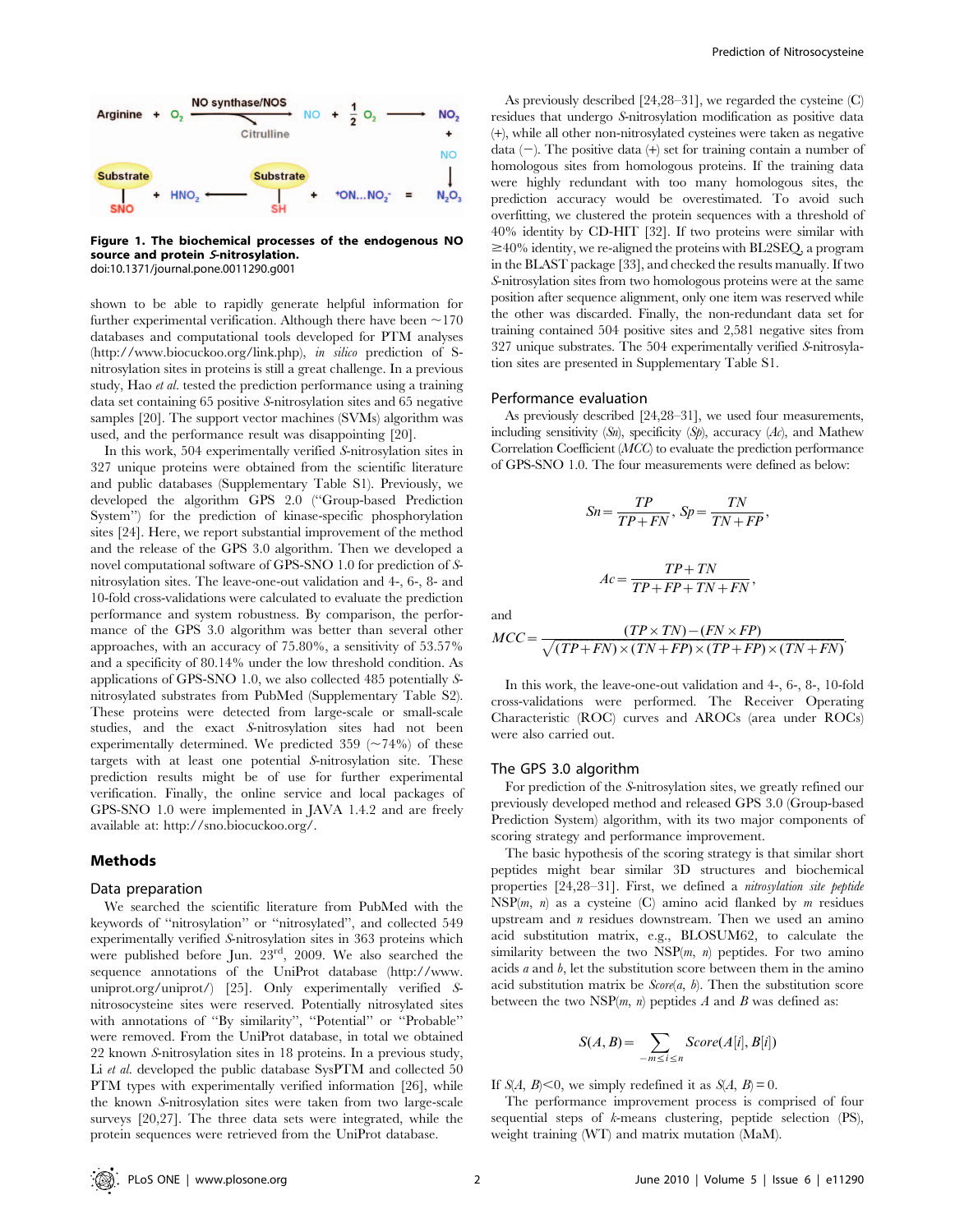**Figure 1. The biochemical processes of the endogenous NO source and protein *S*-nitrosylation.**
doi:10.1371/journal.pone.0011290.g001

shown to be able to rapidly generate helpful information for further experimental verification. Although there have been ~170 databases and computational tools developed for PTM analyses (http://www.biocuckoo.org/link.php), *in silico* prediction of S-nitrosylation sites in proteins is still a great challenge. In a previous study, Hao *et al.* tested the prediction performance using a training data set containing 65 positive *S*-nitrosylation sites and 65 negative samples [20]. The support vector machines (SVMs) algorithm was used, and the performance result was disappointing [20].

In this work, 504 experimentally verified *S*-nitrosylation sites in 327 unique proteins were obtained from the scientific literature and public databases (Supplementary Table S1). Previously, we developed the algorithm GPS 2.0 ("Group-based Prediction System") for the prediction of kinase-specific phosphorylation sites [24]. Here, we report substantial improvement of the method and the release of the GPS 3.0 algorithm. Then we developed a novel computational software of GPS-SNO 1.0 for prediction of *S*-nitrosylation sites. The leave-one-out validation and 4-, 6-, 8- and 10-fold cross-validations were calculated to evaluate the prediction performance and system robustness. By comparison, the performance of the GPS 3.0 algorithm was better than several other approaches, with an accuracy of 75.80%, a sensitivity of 53.57% and a specificity of 80.14% under the low threshold condition. As applications of GPS-SNO 1.0, we also collected 485 potentially *S*-nitrosylated substrates from PubMed (Supplementary Table S2). These proteins were detected from large-scale or small-scale studies, and the exact *S*-nitrosylation sites had not been experimentally determined. We predicted 359 (~74%) of these targets with at least one potential *S*-nitrosylation site. These prediction results might be of use for further experimental verification. Finally, the online service and local packages of GPS-SNO 1.0 were implemented in JAVA 1.4.2 and are freely available at: http://sno.biocuckoo.org/.

## Methods

### Data preparation

We searched the scientific literature from PubMed with the keywords of "nitrosylation" or "nitrosylated", and collected 549 experimentally verified *S*-nitrosylation sites in 363 proteins which were published before Jun. 23[rd], 2009. We also searched the sequence annotations of the UniProt database (http://www.uniprot.org/uniprot/) [25]. Only experimentally verified *S*-nitrosocysteine sites were reserved. Potentially nitrosylated sites with annotations of "By similarity", "Potential" or "Probable" were removed. From the UniProt database, in total we obtained 22 known *S*-nitrosylation sites in 18 proteins. In a previous study, Li *et al.* developed the public database SysPTM and collected 50 PTM types with experimentally verified information [26], while the known *S*-nitrosylation sites were taken from two large-scale surveys [20,27]. The three data sets were integrated, while the protein sequences were retrieved from the UniProt database.

As previously described [24,28–31], we regarded the cysteine (C) residues that undergo *S*-nitrosylation modification as positive data (+), while all other non-nitrosylated cysteines were taken as negative data (−). The positive data (+) set for training contain a number of homologous sites from homologous proteins. If the training data were highly redundant with too many homologous sites, the prediction accuracy would be overestimated. To avoid such overfitting, we clustered the protein sequences with a threshold of 40% identity by CD-HIT [32]. If two proteins were similar with ≥40% identity, we re-aligned the proteins with BL2SEQ, a program in the BLAST package [33], and checked the results manually. If two *S*-nitrosylation sites from two homologous proteins were at the same position after sequence alignment, only one item was reserved while the other was discarded. Finally, the non-redundant data set for training contained 504 positive sites and 2,581 negative sites from 327 unique substrates. The 504 experimentally verified *S*-nitrosylation sites are presented in Supplementary Table S1.

### Performance evaluation

As previously described [24,28–31], we used four measurements, including sensitivity (*Sn*), specificity (*Sp*), accuracy (*Ac*), and Mathew Correlation Coefficient (*MCC*) to evaluate the prediction performance of GPS-SNO 1.0. The four measurements were defined as below:

$$Sn = \frac{TP}{TP+FN},\ Sp = \frac{TN}{TN+FP},$$

$$Ac = \frac{TP+TN}{TP+FP+TN+FN},$$

and

$$MCC = \frac{(TP \times TN)-(FN \times FP)}{\sqrt{(TP+FN)\times(TN+FP)\times(TP+FP)\times(TN+FN)}}.$$

In this work, the leave-one-out validation and 4-, 6-, 8-, 10-fold cross-validations were performed. The Receiver Operating Characteristic (ROC) curves and AROCs (area under ROCs) were also carried out.

### The GPS 3.0 algorithm

For prediction of the *S*-nitrosylation sites, we greatly refined our previously developed method and released GPS 3.0 (Group-based Prediction System) algorithm, with its two major components of scoring strategy and performance improvement.

The basic hypothesis of the scoring strategy is that similar short peptides might bear similar 3D structures and biochemical properties [24,28–31]. First, we defined a *nitrosylation site peptide* NSP($m$, $n$) as a cysteine (C) amino acid flanked by $m$ residues upstream and $n$ residues downstream. Then we used an amino acid substitution matrix, e.g., BLOSUM62, to calculate the similarity between the two NSP($m$, $n$) peptides. For two amino acids $a$ and $b$, let the substitution score between them in the amino acid substitution matrix be $Score(a, b)$. Then the substitution score between the two NSP($m$, $n$) peptides $A$ and $B$ was defined as:

$$S(A,B) = \sum_{-m \le i \le n} Score(A[i], B[i])$$

If $S(A, B)<0$, we simply redefined it as $S(A, B) = 0$.

The performance improvement process is comprised of four sequential steps of $k$-means clustering, peptide selection (PS), weight training (WT) and matrix mutation (MaM).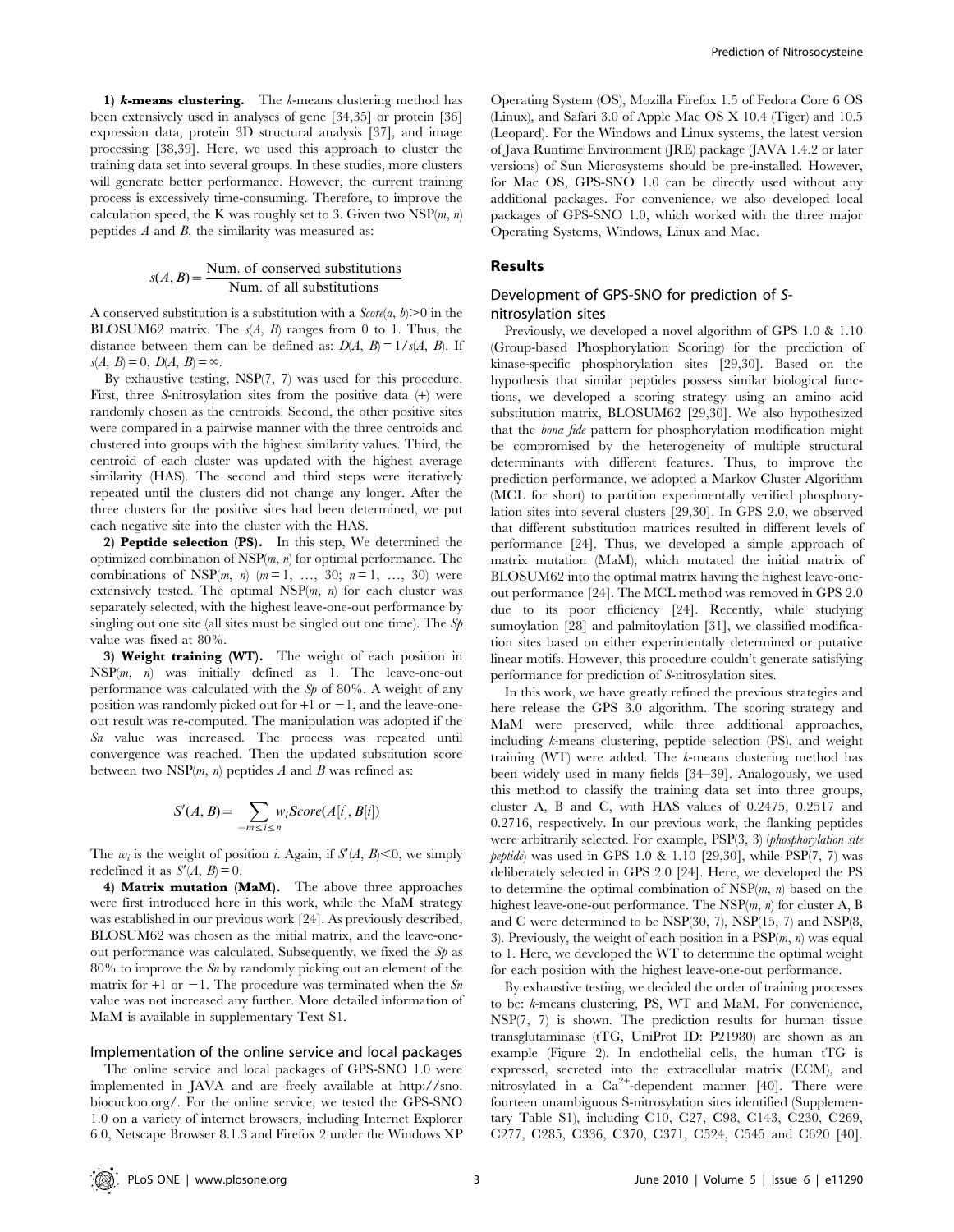**1) *k*-means clustering.** The *k*-means clustering method has been extensively used in analyses of gene [34,35] or protein [36] expression data, protein 3D structural analysis [37], and image processing [38,39]. Here, we used this approach to cluster the training data set into several groups. In these studies, more clusters will generate better performance. However, the current training process is excessively time-consuming. Therefore, to improve the calculation speed, the K was roughly set to 3. Given two NSP($m$, $n$) peptides $A$ and $B$, the similarity was measured as:

$$s(A,B) = \frac{\text{Num. of conserved substitutions}}{\text{Num. of all substitutions}}$$

A conserved substitution is a substitution with a $Score(a, b) > 0$ in the BLOSUM62 matrix. The $s(A, B)$ ranges from 0 to 1. Thus, the distance between them can be defined as: $D(A, B) = 1/s(A, B)$. If $s(A, B) = 0$, $D(A, B) = \infty$.

By exhaustive testing, NSP(7, 7) was used for this procedure. First, three *S*-nitrosylation sites from the positive data (+) were randomly chosen as the centroids. Second, the other positive sites were compared in a pairwise manner with the three centroids and clustered into groups with the highest similarity values. Third, the centroid of each cluster was updated with the highest average similarity (HAS). The second and third steps were iteratively repeated until the clusters did not change any longer. After the three clusters for the positive sites had been determined, we put each negative site into the cluster with the HAS.

**2) Peptide selection (PS).** In this step, We determined the optimized combination of NSP($m$, $n$) for optimal performance. The combinations of NSP($m$, $n$) ($m = 1, \ldots, 30$; $n = 1, \ldots, 30$) were extensively tested. The optimal NSP($m$, $n$) for each cluster was separately selected, with the highest leave-one-out performance by singling out one site (all sites must be singled out one time). The *Sp* value was fixed at 80%.

**3) Weight training (WT).** The weight of each position in NSP($m$, $n$) was initially defined as 1. The leave-one-out performance was calculated with the *Sp* of 80%. A weight of any position was randomly picked out for +1 or −1, and the leave-one-out result was re-computed. The manipulation was adopted if the *Sn* value was increased. The process was repeated until convergence was reached. Then the updated substitution score between two NSP($m$, $n$) peptides $A$ and $B$ was refined as:

$$S'(A,B) = \sum_{-m \le i \le n} w_i Score(A[i], B[i])$$

The $w_i$ is the weight of position $i$. Again, if $S'(A, B) < 0$, we simply redefined it as $S'(A, B) = 0$.

**4) Matrix mutation (MaM).** The above three approaches were first introduced here in this work, while the MaM strategy was established in our previous work [24]. As previously described, BLOSUM62 was chosen as the initial matrix, and the leave-one-out performance was calculated. Subsequently, we fixed the *Sp* as 80% to improve the *Sn* by randomly picking out an element of the matrix for +1 or −1. The procedure was terminated when the *Sn* value was not increased any further. More detailed information of MaM is available in supplementary Text S1.

### Implementation of the online service and local packages

The online service and local packages of GPS-SNO 1.0 were implemented in JAVA and are freely available at http://sno.biocuckoo.org/. For the online service, we tested the GPS-SNO 1.0 on a variety of internet browsers, including Internet Explorer 6.0, Netscape Browser 8.1.3 and Firefox 2 under the Windows XP Operating System (OS), Mozilla Firefox 1.5 of Fedora Core 6 OS (Linux), and Safari 3.0 of Apple Mac OS X 10.4 (Tiger) and 10.5 (Leopard). For the Windows and Linux systems, the latest version of Java Runtime Environment (JRE) package (JAVA 1.4.2 or later versions) of Sun Microsystems should be pre-installed. However, for Mac OS, GPS-SNO 1.0 can be directly used without any additional packages. For convenience, we also developed local packages of GPS-SNO 1.0, which worked with the three major Operating Systems, Windows, Linux and Mac.

## Results

### Development of GPS-SNO for prediction of *S*-nitrosylation sites

Previously, we developed a novel algorithm of GPS 1.0 & 1.10 (Group-based Phosphorylation Scoring) for the prediction of kinase-specific phosphorylation sites [29,30]. Based on the hypothesis that similar peptides possess similar biological functions, we developed a scoring strategy using an amino acid substitution matrix, BLOSUM62 [29,30]. We also hypothesized that the *bona fide* pattern for phosphorylation modification might be compromised by the heterogeneity of multiple structural determinants with different features. Thus, to improve the prediction performance, we adopted a Markov Cluster Algorithm (MCL for short) to partition experimentally verified phosphorylation sites into several clusters [29,30]. In GPS 2.0, we observed that different substitution matrices resulted in different levels of performance [24]. Thus, we developed a simple approach of matrix mutation (MaM), which mutated the initial matrix of BLOSUM62 into the optimal matrix having the highest leave-one-out performance [24]. The MCL method was removed in GPS 2.0 due to its poor efficiency [24]. Recently, while studying sumoylation [28] and palmitoylation [31], we classified modification sites based on either experimentally determined or putative linear motifs. However, this procedure couldn't generate satisfying performance for prediction of *S*-nitrosylation sites.

In this work, we have greatly refined the previous strategies and here release the GPS 3.0 algorithm. The scoring strategy and MaM were preserved, while three additional approaches, including *k*-means clustering, peptide selection (PS), and weight training (WT) were added. The *k*-means clustering method has been widely used in many fields [34–39]. Analogously, we used this method to classify the training data set into three groups, cluster A, B and C, with HAS values of 0.2475, 0.2517 and 0.2716, respectively. In our previous work, the flanking peptides were arbitrarily selected. For example, PSP(3, 3) (*phosphorylation site peptide*) was used in GPS 1.0 & 1.10 [29,30], while PSP(7, 7) was deliberately selected in GPS 2.0 [24]. Here, we developed the PS to determine the optimal combination of NSP($m$, $n$) based on the highest leave-one-out performance. The NSP($m$, $n$) for cluster A, B and C were determined to be NSP(30, 7), NSP(15, 7) and NSP(8, 3). Previously, the weight of each position in a PSP($m$, $n$) was equal to 1. Here, we developed the WT to determine the optimal weight for each position with the highest leave-one-out performance.

By exhaustive testing, we decided the order of training processes to be: *k*-means clustering, PS, WT and MaM. For convenience, NSP(7, 7) is shown. The prediction results for human tissue transglutaminase (tTG, UniProt ID: P21980) are shown as an example (Figure 2). In endothelial cells, the human tTG is expressed, secreted into the extracellular matrix (ECM), and nitrosylated in a $Ca^{2+}$-dependent manner [40]. There were fourteen unambiguous S-nitrosylation sites identified (Supplementary Table S1), including C10, C27, C98, C143, C230, C269, C277, C285, C336, C370, C371, C524, C545 and C620 [40].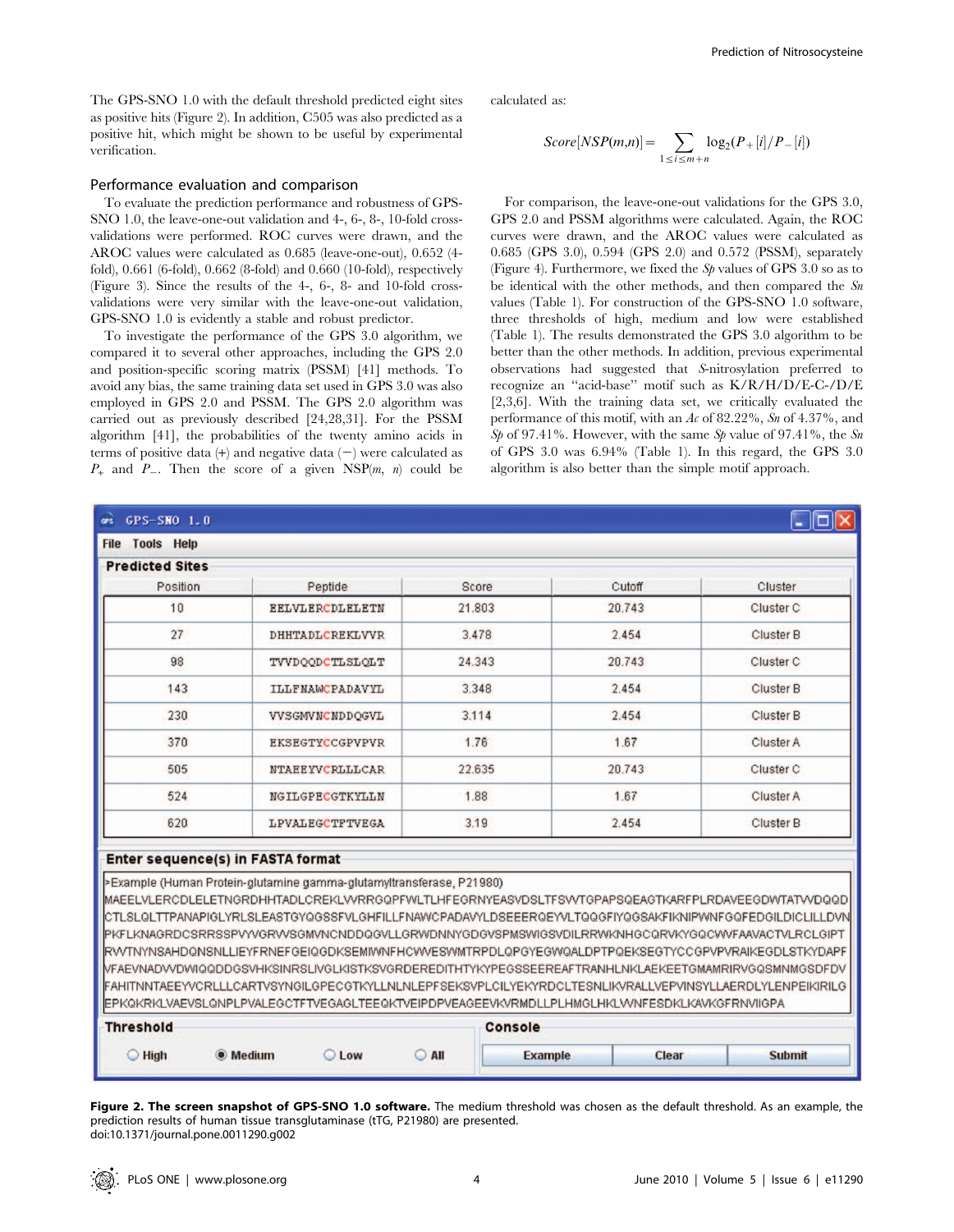The GPS-SNO 1.0 with the default threshold predicted eight sites as positive hits (Figure 2). In addition, C505 was also predicted as a positive hit, which might be shown to be useful by experimental verification.

## Performance evaluation and comparison

To evaluate the prediction performance and robustness of GPS-SNO 1.0, the leave-one-out validation and 4-, 6-, 8-, 10-fold cross-validations were performed. ROC curves were drawn, and the AROC values were calculated as 0.685 (leave-one-out), 0.652 (4-fold), 0.661 (6-fold), 0.662 (8-fold) and 0.660 (10-fold), respectively (Figure 3). Since the results of the 4-, 6-, 8- and 10-fold cross-validations were very similar with the leave-one-out validation, GPS-SNO 1.0 is evidently a stable and robust predictor.

To investigate the performance of the GPS 3.0 algorithm, we compared it to several other approaches, including the GPS 2.0 and position-specific scoring matrix (PSSM) [41] methods. To avoid any bias, the same training data set used in GPS 3.0 was also employed in GPS 2.0 and PSSM. The GPS 2.0 algorithm was carried out as previously described [24,28,31]. For the PSSM algorithm [41], the probabilities of the twenty amino acids in terms of positive data (+) and negative data (−) were calculated as $P_+$ and $P_-$. Then the score of a given NSP($m$, $n$) could be calculated as:

$$Score[NSP(m,n)] = \sum_{1 \le i \le m+n} \log_2(P_+[i]/P_-[i])$$

For comparison, the leave-one-out validations for the GPS 3.0, GPS 2.0 and PSSM algorithms were calculated. Again, the ROC curves were drawn, and the AROC values were calculated as 0.685 (GPS 3.0), 0.594 (GPS 2.0) and 0.572 (PSSM), separately (Figure 4). Furthermore, we fixed the *Sp* values of GPS 3.0 so as to be identical with the other methods, and then compared the *Sn* values (Table 1). For construction of the GPS-SNO 1.0 software, three thresholds of high, medium and low were established (Table 1). The results demonstrated the GPS 3.0 algorithm to be better than the other methods. In addition, previous experimental observations had suggested that *S*-nitrosylation preferred to recognize an "acid-base" motif such as K/R/H/D/E-C-/D/E [2,3,6]. With the training data set, we critically evaluated the performance of this motif, with an *Ac* of 82.22%, *Sn* of 4.37%, and *Sp* of 97.41%. However, with the same *Sp* value of 97.41%, the *Sn* of GPS 3.0 was 6.94% (Table 1). In this regard, the GPS 3.0 algorithm is also better than the simple motif approach.

GPS-SNO 1.0

File Tools Help

**Predicted Sites**

| Position | Peptide | Score | Cutoff | Cluster |
|---|---|---|---|---|
| 10 | EELVLERCDLELETN | 21.803 | 20.743 | Cluster C |
| 27 | DHHTADLCREKLVVR | 3.478 | 2.454 | Cluster B |
| 98 | TVVDQQDCTLSLQLT | 24.343 | 20.743 | Cluster C |
| 143 | ILLFNAWCPADAVYL | 3.348 | 2.454 | Cluster B |
| 230 | VVSGMVNCNDDQGVL | 3.114 | 2.454 | Cluster B |
| 370 | EKSEGTYCCGPVPVR | 1.76 | 1.67 | Cluster A |
| 505 | NTAEEYVCRLLLCAR | 22.635 | 20.743 | Cluster C |
| 524 | NGILGPECGTKYLLN | 1.88 | 1.67 | Cluster A |
| 620 | LPVALEGCTFTVEGA | 3.19 | 2.454 | Cluster B |

**Enter sequence(s) in FASTA format**

```
>Example (Human Protein-glutamine gamma-glutamyltransferase, P21980)
MAEELVLERCDLELETNGRDHHTADLCREKLVVRRGQPFWLTLHFEGRNYEASVDSLTFSVVTGPAPSQEAGTKARFPLRDAVEEGDWTATVVDQQD
CTLSLQLTTPANAPIGLYRLSLEASTGYQGSSFVLGHFILLFNAWCPADAVYLDSEEERQEYVLTQQGFIYQGSAKFIKNIPWNFGQFEDGILDICLILLDVN
PKFLKNAGRDCSRRSSPVYVGRVVSGMVNCNDDQGVLLGRWDNNYGDGVSPMSWIGSVDILRRWKNHGCQRVKYGQCWVFAAVACTVLRCLGIPT
RVVTNYNSAHDQNSNLLIEYFRNEFGEIQGDKSEMIWNFHCWVESWMTRPDLQPGYEGWQALDPTPQEKSEGTYCCGPVPVRAIKEGDLSTKYDAPF
VFAEVNADVVDWIQQDDGSVHKSINRSLIVGLKISTKSVGRDEREDITHTYKYPEGSSEEREAFTRANHLNKLAEKEETGMAMRIRVGQSMNMGSDFDV
FAHITNNTAEEYVCRLLLCARTVSYNGILGPECGTKYLLNLNLEPFSEKSVPLCILYEKYRDCLTESNLIKVRALLVEPVINSYLLAERDLYLENPEIKIRILG
EPKQKRKLVAEVSLQNPLPVALEGCTFTVEGAGLTEEQKTVEIPDPVEAGEEVKVRMDLLPLHMGLHKLVVNFESDKLKAVKGFRNVIIGPA
```

**Threshold**: ○ High ● Medium ○ Low ○ All

**Console**: Example | Clear | Submit

**Figure 2. The screen snapshot of GPS-SNO 1.0 software.** The medium threshold was chosen as the default threshold. As an example, the prediction results of human tissue transglutaminase (tTG, P21980) are presented.
doi:10.1371/journal.pone.0011290.g002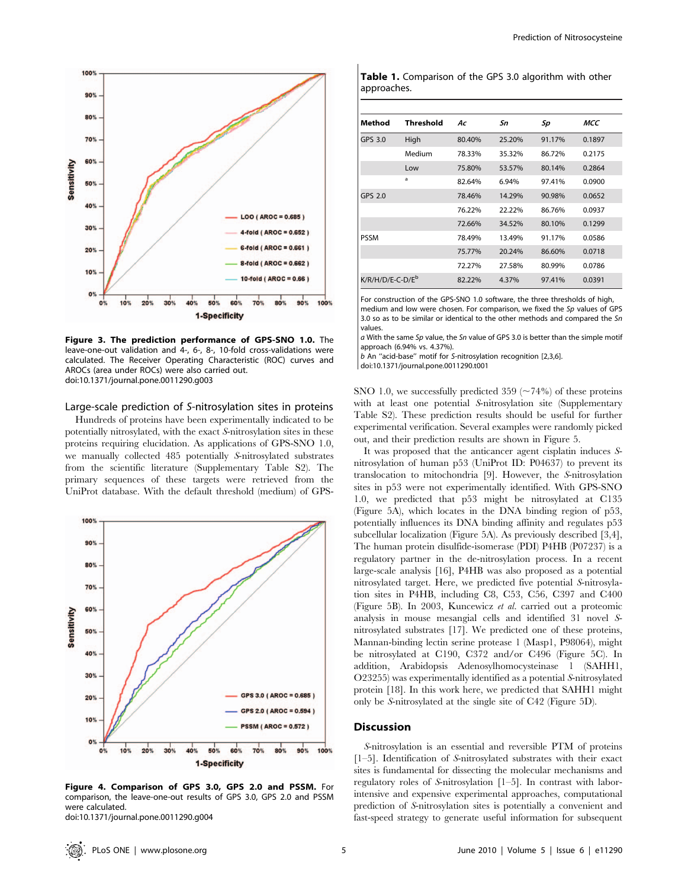Figure 3. **The prediction performance of GPS-SNO 1.0.** The leave-one-out validation and 4-, 6-, 8-, 10-fold cross-validations were calculated. The Receiver Operating Characteristic (ROC) curves and AROCs (area under ROCs) were also carried out.
doi:10.1371/journal.pone.0011290.g003

### Large-scale prediction of *S*-nitrosylation sites in proteins

Hundreds of proteins have been experimentally indicated to be potentially nitrosylated, with the exact *S*-nitrosylation sites in these proteins requiring elucidation. As applications of GPS-SNO 1.0, we manually collected 485 potentially *S*-nitrosylated substrates from the scientific literature (Supplementary Table S2). The primary sequences of these targets were retrieved from the UniProt database. With the default threshold (medium) of GPS-SNO 1.0, we successfully predicted 359 (~74%) of these proteins with at least one potential *S*-nitrosylation site (Supplementary Table S2). These prediction results should be useful for further experimental verification. Several examples were randomly picked out, and their prediction results are shown in Figure 5.

Figure 4. **Comparison of GPS 3.0, GPS 2.0 and PSSM.** For comparison, the leave-one-out results of GPS 3.0, GPS 2.0 and PSSM were calculated.
doi:10.1371/journal.pone.0011290.g004

**Table 1.** Comparison of the GPS 3.0 algorithm with other approaches.

| Method | Threshold | *Ac* | *Sn* | *Sp* | *MCC* |
|---|---|---|---|---|---|
| GPS 3.0 | High | 80.40% | 25.20% | 91.17% | 0.1897 |
| | Medium | 78.33% | 35.32% | 86.72% | 0.2175 |
| | Low | 75.80% | 53.57% | 80.14% | 0.2864 |
| | [a] | 82.64% | 6.94% | 97.41% | 0.0900 |
| GPS 2.0 | | 78.46% | 14.29% | 90.98% | 0.0652 |
| | | 76.22% | 22.22% | 86.76% | 0.0937 |
| | | 72.66% | 34.52% | 80.10% | 0.1299 |
| PSSM | | 78.49% | 13.49% | 91.17% | 0.0586 |
| | | 75.77% | 20.24% | 86.60% | 0.0718 |
| | | 72.27% | 27.58% | 80.99% | 0.0786 |
| K/R/H/D/E-C-D/E[b] | | 82.22% | 4.37% | 97.41% | 0.0391 |

For construction of the GPS-SNO 1.0 software, the three thresholds of high, medium and low were chosen. For comparison, we fixed the *Sp* values of GPS 3.0 so as to be similar or identical to the other methods and compared the *Sn* values.
*a* With the same *Sp* value, the *Sn* value of GPS 3.0 is better than the simple motif approach (6.94% vs. 4.37%).
*b* An "acid-base" motif for *S*-nitrosylation recognition [2,3,6].
doi:10.1371/journal.pone.0011290.t001

It was proposed that the anticancer agent cisplatin induces *S*-nitrosylation of human p53 (UniProt ID: P04637) to prevent its translocation to mitochondria [9]. However, the *S*-nitrosylation sites in p53 were not experimentally identified. With GPS-SNO 1.0, we predicted that p53 might be nitrosylated at C135 (Figure 5A), which locates in the DNA binding region of p53, potentially influences its DNA binding affinity and regulates p53 subcellular localization (Figure 5A). As previously described [3,4], The human protein disulfide-isomerase (PDI) P4HB (P07237) is a regulatory partner in the de-nitrosylation process. In a recent large-scale analysis [16], P4HB was also proposed as a potential nitrosylated target. Here, we predicted five potential *S*-nitrosylation sites in P4HB, including C8, C53, C56, C397 and C400 (Figure 5B). In 2003, Kuncewicz *et al.* carried out a proteomic analysis in mouse mesangial cells and identified 31 novel *S*-nitrosylated substrates [17]. We predicted one of these proteins, Mannan-binding lectin serine protease 1 (Masp1, P98064), might be nitrosylated at C190, C372 and/or C496 (Figure 5C). In addition, Arabidopsis Adenosylhomocysteinase 1 (SAHH1, O23255) was experimentally identified as a potential *S*-nitrosylated protein [18]. In this work here, we predicted that SAHH1 might only be *S*-nitrosylated at the single site of C42 (Figure 5D).

## Discussion

*S*-nitrosylation is an essential and reversible PTM of proteins [1–5]. Identification of *S*-nitrosylated substrates with their exact sites is fundamental for dissecting the molecular mechanisms and regulatory roles of *S*-nitrosylation [1–5]. In contrast with labor-intensive and expensive experimental approaches, computational prediction of *S*-nitrosylation sites is potentially a convenient and fast-speed strategy to generate useful information for subsequent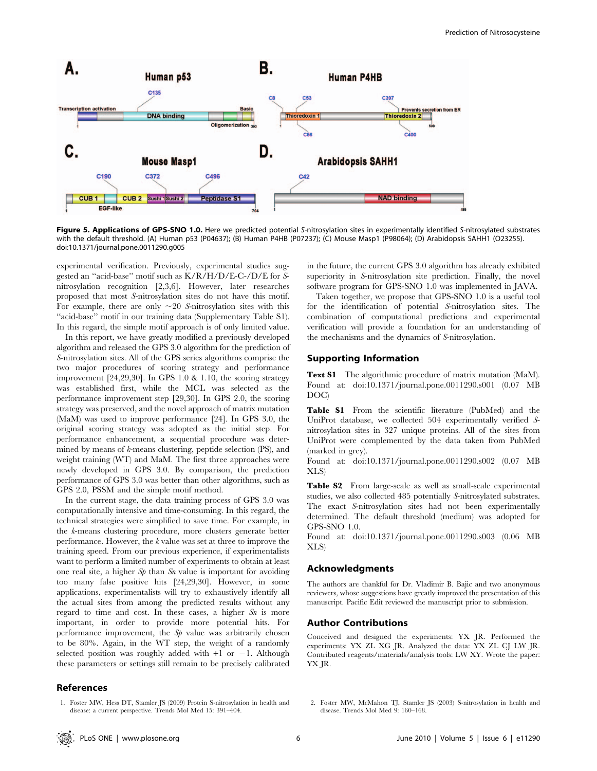**Figure 5. Applications of GPS-SNO 1.0.** Here we predicted potential *S*-nitrosylation sites in experimentally identified *S*-nitrosylated substrates with the default threshold. (A) Human p53 (P04637); (B) Human P4HB (P07237); (C) Mouse Masp1 (P98064); (D) Arabidopsis SAHH1 (O23255).
doi:10.1371/journal.pone.0011290.g005

experimental verification. Previously, experimental studies suggested an "acid-base" motif such as K/R/H/D/E-C-/D/E for *S*-nitrosylation recognition [2,3,6]. However, later researches proposed that most *S*-nitrosylation sites do not have this motif. For example, there are only ~20 *S*-nitrosylation sites with this "acid-base" motif in our training data (Supplementary Table S1). In this regard, the simple motif approach is of only limited value.

In this report, we have greatly modified a previously developed algorithm and released the GPS 3.0 algorithm for the prediction of *S*-nitrosylation sites. All of the GPS series algorithms comprise the two major procedures of scoring strategy and performance improvement [24,29,30]. In GPS 1.0 & 1.10, the scoring strategy was established first, while the MCL was selected as the performance improvement step [29,30]. In GPS 2.0, the scoring strategy was preserved, and the novel approach of matrix mutation (MaM) was used to improve performance [24]. In GPS 3.0, the original scoring strategy was adopted as the initial step. For performance enhancement, a sequential procedure was determined by means of *k*-means clustering, peptide selection (PS), and weight training (WT) and MaM. The first three approaches were newly developed in GPS 3.0. By comparison, the prediction performance of GPS 3.0 was better than other algorithms, such as GPS 2.0, PSSM and the simple motif method.

In the current stage, the data training process of GPS 3.0 was computationally intensive and time-consuming. In this regard, the technical strategies were simplified to save time. For example, in the *k*-means clustering procedure, more clusters generate better performance. However, the *k* value was set at three to improve the training speed. From our previous experience, if experimentalists want to perform a limited number of experiments to obtain at least one real site, a higher *Sp* than *Sn* value is important for avoiding too many false positive hits [24,29,30]. However, in some applications, experimentalists will try to exhaustively identify all the actual sites from among the predicted results without any regard to time and cost. In these cases, a higher *Sn* is more important, in order to provide more potential hits. For performance improvement, the *Sp* value was arbitrarily chosen to be 80%. Again, in the WT step, the weight of a randomly selected position was roughly added with +1 or −1. Although these parameters or settings still remain to be precisely calibrated in the future, the current GPS 3.0 algorithm has already exhibited superiority in *S*-nitrosylation site prediction. Finally, the novel software program for GPS-SNO 1.0 was implemented in JAVA.

Taken together, we propose that GPS-SNO 1.0 is a useful tool for the identification of potential *S*-nitrosylation sites. The combination of computational predictions and experimental verification will provide a foundation for an understanding of the mechanisms and the dynamics of *S*-nitrosylation.

## Supporting Information

**Text S1** The algorithmic procedure of matrix mutation (MaM).
Found at: doi:10.1371/journal.pone.0011290.s001 (0.07 MB DOC)

**Table S1** From the scientific literature (PubMed) and the UniProt database, we collected 504 experimentally verified *S*-nitrosylation sites in 327 unique proteins. All of the sites from UniProt were complemented by the data taken from PubMed (marked in grey).
Found at: doi:10.1371/journal.pone.0011290.s002 (0.07 MB XLS)

**Table S2** From large-scale as well as small-scale experimental studies, we also collected 485 potentially *S*-nitrosylated substrates. The exact *S*-nitrosylation sites had not been experimentally determined. The default threshold (medium) was adopted for GPS-SNO 1.0.
Found at: doi:10.1371/journal.pone.0011290.s003 (0.06 MB XLS)

## Acknowledgments

The authors are thankful for Dr. Vladimir B. Bajic and two anonymous reviewers, whose suggestions have greatly improved the presentation of this manuscript. Pacific Edit reviewed the manuscript prior to submission.

## Author Contributions

Conceived and designed the experiments: YX JR. Performed the experiments: YX ZL XG JR. Analyzed the data: YX ZL CJ LW JR. Contributed reagents/materials/analysis tools: LW XY. Wrote the paper: YX JR.

## References

1. Foster MW, Hess DT, Stamler JS (2009) Protein S-nitrosylation in health and disease: a current perspective. Trends Mol Med 15: 391–404.
2. Foster MW, McMahon TJ, Stamler JS (2003) S-nitrosylation in health and disease. Trends Mol Med 9: 160–168.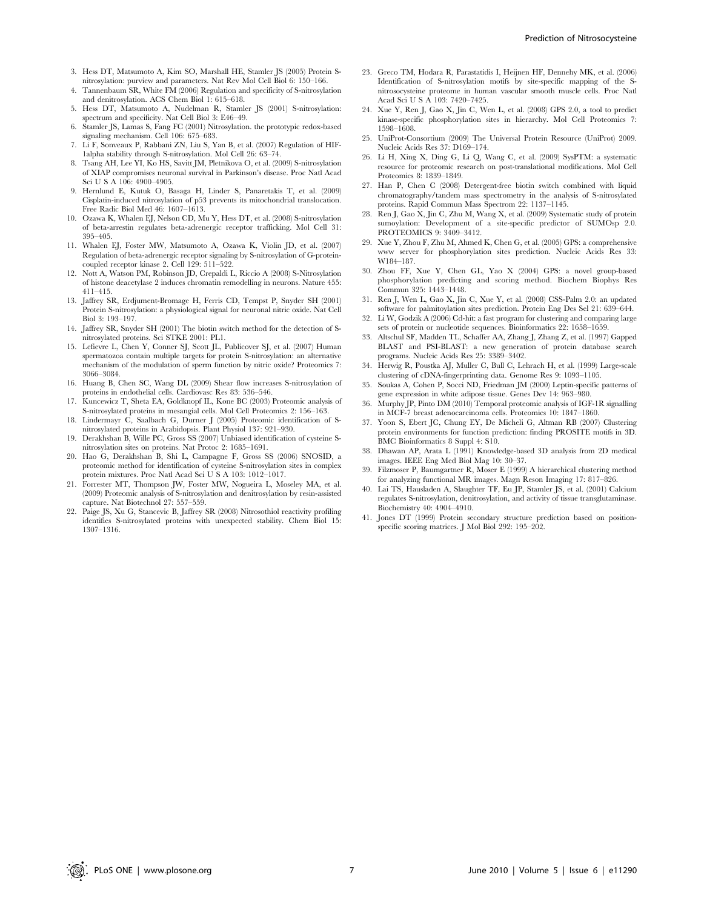3. Hess DT, Matsumoto A, Kim SO, Marshall HE, Stamler JS (2005) Protein S-nitrosylation: purview and parameters. Nat Rev Mol Cell Biol 6: 150–166.
4. Tannenbaum SR, White FM (2006) Regulation and specificity of S-nitrosylation and denitrosylation. ACS Chem Biol 1: 615–618.
5. Hess DT, Matsumoto A, Nudelman R, Stamler JS (2001) S-nitrosylation: spectrum and specificity. Nat Cell Biol 3: E46–49.
6. Stamler JS, Lamas S, Fang FC (2001) Nitrosylation. the prototypic redox-based signaling mechanism. Cell 106: 675–683.
7. Li F, Sonveaux P, Rabbani ZN, Liu S, Yan B, et al. (2007) Regulation of HIF-1alpha stability through S-nitrosylation. Mol Cell 26: 63–74.
8. Tsang AH, Lee YI, Ko HS, Savitt JM, Pletnikova O, et al. (2009) S-nitrosylation of XIAP compromises neuronal survival in Parkinson's disease. Proc Natl Acad Sci U S A 106: 4900–4905.
9. Hernlund E, Kutuk O, Basaga H, Linder S, Panaretakis T, et al. (2009) Cisplatin-induced nitrosylation of p53 prevents its mitochondrial translocation. Free Radic Biol Med 46: 1607–1613.
10. Ozawa K, Whalen EJ, Nelson CD, Mu Y, Hess DT, et al. (2008) S-nitrosylation of beta-arrestin regulates beta-adrenergic receptor trafficking. Mol Cell 31: 395–405.
11. Whalen EJ, Foster MW, Matsumoto A, Ozawa K, Violin JD, et al. (2007) Regulation of beta-adrenergic receptor signaling by S-nitrosylation of G-protein-coupled receptor kinase 2. Cell 129: 511–522.
12. Nott A, Watson PM, Robinson JD, Crepaldi L, Riccio A (2008) S-Nitrosylation of histone deacetylase 2 induces chromatin remodelling in neurons. Nature 455: 411–415.
13. Jaffrey SR, Erdjument-Bromage H, Ferris CD, Tempst P, Snyder SH (2001) Protein S-nitrosylation: a physiological signal for neuronal nitric oxide. Nat Cell Biol 3: 193–197.
14. Jaffrey SR, Snyder SH (2001) The biotin switch method for the detection of S-nitrosylated proteins. Sci STKE 2001: PL1.
15. Lefievre L, Chen Y, Conner SJ, Scott JL, Publicover SJ, et al. (2007) Human spermatozoa contain multiple targets for protein S-nitrosylation: an alternative mechanism of the modulation of sperm function by nitric oxide? Proteomics 7: 3066–3084.
16. Huang B, Chen SC, Wang DL (2009) Shear flow increases S-nitrosylation of proteins in endothelial cells. Cardiovasc Res 83: 536–546.
17. Kuncewicz T, Sheta EA, Goldknopf IL, Kone BC (2003) Proteomic analysis of S-nitrosylated proteins in mesangial cells. Mol Cell Proteomics 2: 156–163.
18. Lindermayr C, Saalbach G, Durner J (2005) Proteomic identification of S-nitrosylated proteins in Arabidopsis. Plant Physiol 137: 921–930.
19. Derakhshan B, Wille PC, Gross SS (2007) Unbiased identification of cysteine S-nitrosylation sites on proteins. Nat Protoc 2: 1685–1691.
20. Hao G, Derakhshan B, Shi L, Campagne F, Gross SS (2006) SNOSID, a proteomic method for identification of cysteine S-nitrosylation sites in complex protein mixtures. Proc Natl Acad Sci U S A 103: 1012–1017.
21. Forrester MT, Thompson JW, Foster MW, Nogueira L, Moseley MA, et al. (2009) Proteomic analysis of S-nitrosylation and denitrosylation by resin-assisted capture. Nat Biotechnol 27: 557–559.
22. Paige JS, Xu G, Stancevic B, Jaffrey SR (2008) Nitrosothiol reactivity profiling identifies S-nitrosylated proteins with unexpected stability. Chem Biol 15: 1307–1316.
23. Greco TM, Hodara R, Parastatidis I, Heijnen HF, Dennehy MK, et al. (2006) Identification of S-nitrosylation motifs by site-specific mapping of the S-nitrosocysteine proteome in human vascular smooth muscle cells. Proc Natl Acad Sci U S A 103: 7420–7425.
24. Xue Y, Ren J, Gao X, Jin C, Wen L, et al. (2008) GPS 2.0, a tool to predict kinase-specific phosphorylation sites in hierarchy. Mol Cell Proteomics 7: 1598–1608.
25. UniProt-Consortium (2009) The Universal Protein Resource (UniProt) 2009. Nucleic Acids Res 37: D169–174.
26. Li H, Xing X, Ding G, Li Q, Wang C, et al. (2009) SysPTM: a systematic resource for proteomic research on post-translational modifications. Mol Cell Proteomics 8: 1839–1849.
27. Han P, Chen C (2008) Detergent-free biotin switch combined with liquid chromatography/tandem mass spectrometry in the analysis of S-nitrosylated proteins. Rapid Commun Mass Spectrom 22: 1137–1145.
28. Ren J, Gao X, Jin C, Zhu M, Wang X, et al. (2009) Systematic study of protein sumoylation: Development of a site-specific predictor of SUMOsp 2.0. PROTEOMICS 9: 3409–3412.
29. Xue Y, Zhou F, Zhu M, Ahmed K, Chen G, et al. (2005) GPS: a comprehensive www server for phosphorylation sites prediction. Nucleic Acids Res 33: W184–187.
30. Zhou FF, Xue Y, Chen GL, Yao X (2004) GPS: a novel group-based phosphorylation predicting and scoring method. Biochem Biophys Res Commun 325: 1443–1448.
31. Ren J, Wen L, Gao X, Jin C, Xue Y, et al. (2008) CSS-Palm 2.0: an updated software for palmitoylation sites prediction. Protein Eng Des Sel 21: 639–644.
32. Li W, Godzik A (2006) Cd-hit: a fast program for clustering and comparing large sets of protein or nucleotide sequences. Bioinformatics 22: 1658–1659.
33. Altschul SF, Madden TL, Schaffer AA, Zhang J, Zhang Z, et al. (1997) Gapped BLAST and PSI-BLAST: a new generation of protein database search programs. Nucleic Acids Res 25: 3389–3402.
34. Herwig R, Poustka AJ, Muller C, Bull C, Lehrach H, et al. (1999) Large-scale clustering of cDNA-fingerprinting data. Genome Res 9: 1093–1105.
35. Soukas A, Cohen P, Socci ND, Friedman JM (2000) Leptin-specific patterns of gene expression in white adipose tissue. Genes Dev 14: 963–980.
36. Murphy JP, Pinto DM (2010) Temporal proteomic analysis of IGF-1R signalling in MCF-7 breast adenocarcinoma cells. Proteomics 10: 1847–1860.
37. Yoon S, Ebert JC, Chung EY, De Micheli G, Altman RB (2007) Clustering protein environments for function prediction: finding PROSITE motifs in 3D. BMC Bioinformatics 8 Suppl 4: S10.
38. Dhawan AP, Arata L (1991) Knowledge-based 3D analysis from 2D medical images. IEEE Eng Med Biol Mag 10: 30–37.
39. Filzmoser P, Baumgartner R, Moser E (1999) A hierarchical clustering method for analyzing functional MR images. Magn Reson Imaging 17: 817–826.
40. Lai TS, Hausladen A, Slaughter TF, Eu JP, Stamler JS, et al. (2001) Calcium regulates S-nitrosylation, denitrosylation, and activity of tissue transglutaminase. Biochemistry 40: 4904–4910.
41. Jones DT (1999) Protein secondary structure prediction based on position-specific scoring matrices. J Mol Biol 292: 195–202.